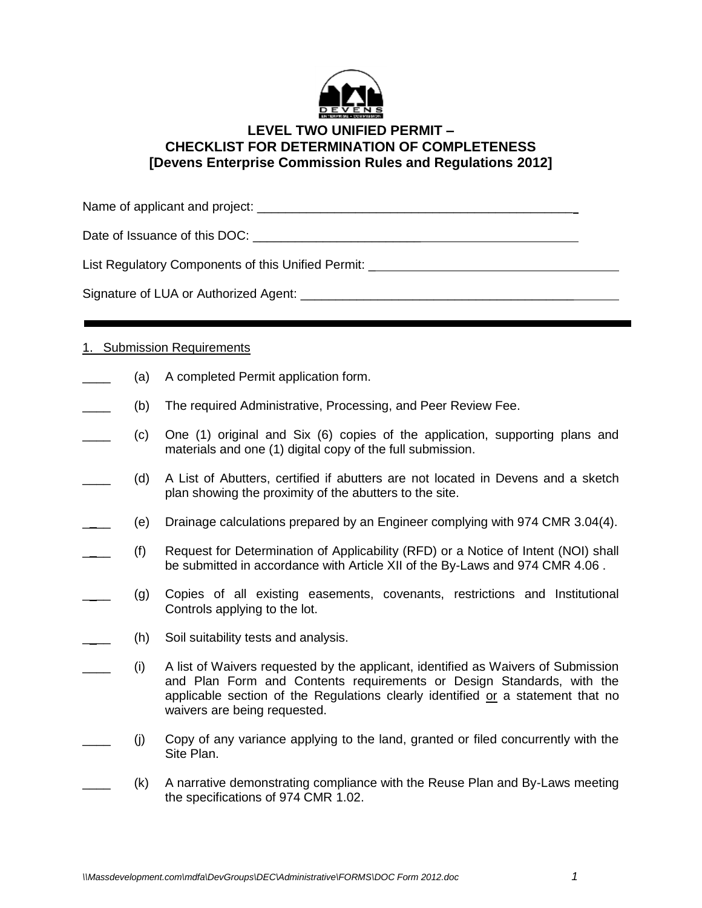# LEVEL TWO UNIFIED PERMIT – CHECKLIST FOR DETERMINATION OF COMPLETENESS [Devens Enterprise Commission Rules and Regulations 2012]

Name of applicant and project: ________________________________________________

Date of Issuance of this DOC: ________________________________________________

List Regulatory Components of this Unified Permit: ______________________________________

Signature of LUA or Authorized Agent: ____________________________________________

---

1. Submission Requirements

____ (a) A completed Permit application form.

____ (b) The required Administrative, Processing, and Peer Review Fee.

____ (c) One (1) original and Six (6) copies of the application, supporting plans and materials and one (1) digital copy of the full submission.

____ (d) A List of Abutters, certified if abutters are not located in Devens and a sketch plan showing the proximity of the abutters to the site.

____ (e) Drainage calculations prepared by an Engineer complying with 974 CMR 3.04(4).

____ (f) Request for Determination of Applicability (RFD) or a Notice of Intent (NOI) shall be submitted in accordance with Article XII of the By-Laws and 974 CMR 4.06 .

____ (g) Copies of all existing easements, covenants, restrictions and Institutional Controls applying to the lot.

____ (h) Soil suitability tests and analysis.

____ (i) A list of Waivers requested by the applicant, identified as Waivers of Submission and Plan Form and Contents requirements or Design Standards, with the applicable section of the Regulations clearly identified or a statement that no waivers are being requested.

____ (j) Copy of any variance applying to the land, granted or filed concurrently with the Site Plan.

____ (k) A narrative demonstrating compliance with the Reuse Plan and By-Laws meeting the specifications of 974 CMR 1.02.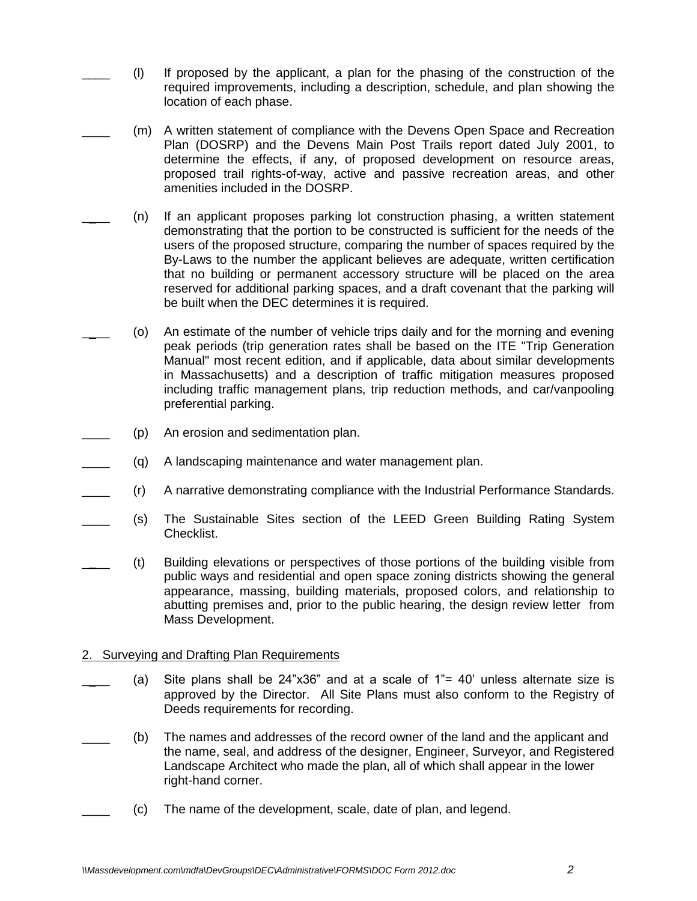____ (l) If proposed by the applicant, a plan for the phasing of the construction of the required improvements, including a description, schedule, and plan showing the location of each phase.

____ (m) A written statement of compliance with the Devens Open Space and Recreation Plan (DOSRP) and the Devens Main Post Trails report dated July 2001, to determine the effects, if any, of proposed development on resource areas, proposed trail rights-of-way, active and passive recreation areas, and other amenities included in the DOSRP.

____ (n) If an applicant proposes parking lot construction phasing, a written statement demonstrating that the portion to be constructed is sufficient for the needs of the users of the proposed structure, comparing the number of spaces required by the By-Laws to the number the applicant believes are adequate, written certification that no building or permanent accessory structure will be placed on the area reserved for additional parking spaces, and a draft covenant that the parking will be built when the DEC determines it is required.

____ (o) An estimate of the number of vehicle trips daily and for the morning and evening peak periods (trip generation rates shall be based on the ITE "Trip Generation Manual" most recent edition, and if applicable, data about similar developments in Massachusetts) and a description of traffic mitigation measures proposed including traffic management plans, trip reduction methods, and car/vanpooling preferential parking.

____ (p) An erosion and sedimentation plan.

____ (q) A landscaping maintenance and water management plan.

____ (r) A narrative demonstrating compliance with the Industrial Performance Standards.

____ (s) The Sustainable Sites section of the LEED Green Building Rating System Checklist.

____ (t) Building elevations or perspectives of those portions of the building visible from public ways and residential and open space zoning districts showing the general appearance, massing, building materials, proposed colors, and relationship to abutting premises and, prior to the public hearing, the design review letter from Mass Development.

2. Surveying and Drafting Plan Requirements

____ (a) Site plans shall be 24"x36" and at a scale of 1"= 40' unless alternate size is approved by the Director. All Site Plans must also conform to the Registry of Deeds requirements for recording.

____ (b) The names and addresses of the record owner of the land and the applicant and the name, seal, and address of the designer, Engineer, Surveyor, and Registered Landscape Architect who made the plan, all of which shall appear in the lower right-hand corner.

____ (c) The name of the development, scale, date of plan, and legend.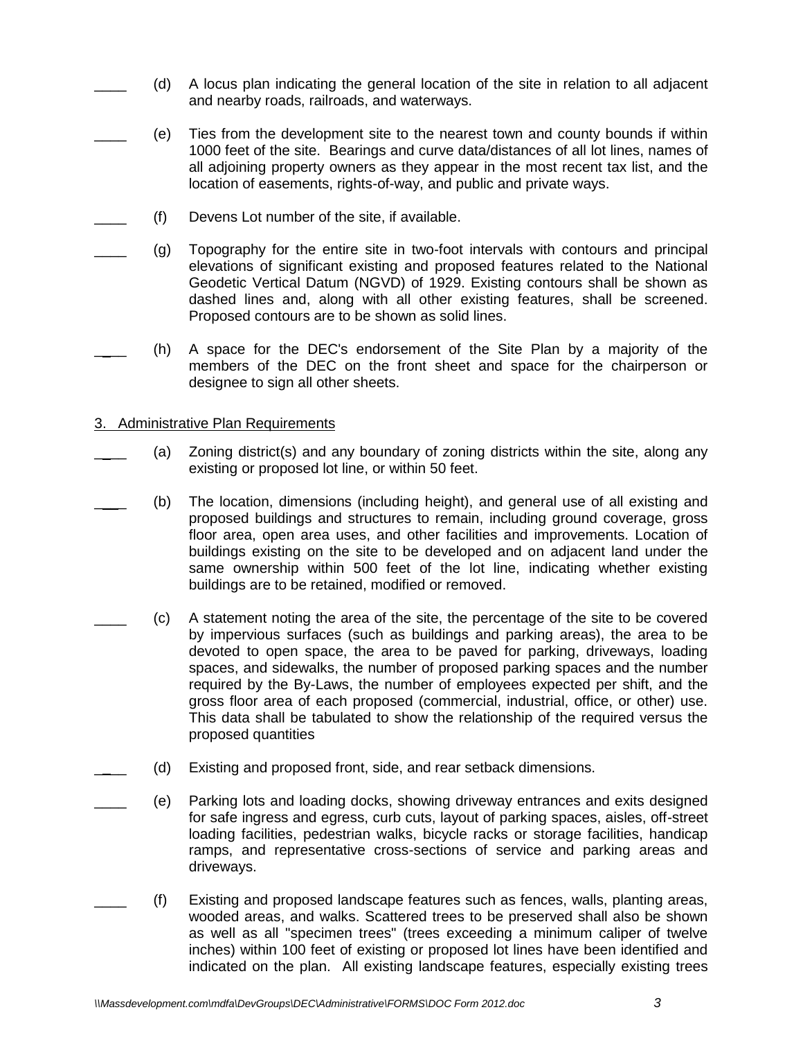____ (d) A locus plan indicating the general location of the site in relation to all adjacent and nearby roads, railroads, and waterways.

____ (e) Ties from the development site to the nearest town and county bounds if within 1000 feet of the site. Bearings and curve data/distances of all lot lines, names of all adjoining property owners as they appear in the most recent tax list, and the location of easements, rights-of-way, and public and private ways.

____ (f) Devens Lot number of the site, if available.

____ (g) Topography for the entire site in two-foot intervals with contours and principal elevations of significant existing and proposed features related to the National Geodetic Vertical Datum (NGVD) of 1929. Existing contours shall be shown as dashed lines and, along with all other existing features, shall be screened. Proposed contours are to be shown as solid lines.

____ (h) A space for the DEC's endorsement of the Site Plan by a majority of the members of the DEC on the front sheet and space for the chairperson or designee to sign all other sheets.

3. Administrative Plan Requirements

____ (a) Zoning district(s) and any boundary of zoning districts within the site, along any existing or proposed lot line, or within 50 feet.

____ (b) The location, dimensions (including height), and general use of all existing and proposed buildings and structures to remain, including ground coverage, gross floor area, open area uses, and other facilities and improvements. Location of buildings existing on the site to be developed and on adjacent land under the same ownership within 500 feet of the lot line, indicating whether existing buildings are to be retained, modified or removed.

____ (c) A statement noting the area of the site, the percentage of the site to be covered by impervious surfaces (such as buildings and parking areas), the area to be devoted to open space, the area to be paved for parking, driveways, loading spaces, and sidewalks, the number of proposed parking spaces and the number required by the By-Laws, the number of employees expected per shift, and the gross floor area of each proposed (commercial, industrial, office, or other) use. This data shall be tabulated to show the relationship of the required versus the proposed quantities

____ (d) Existing and proposed front, side, and rear setback dimensions.

____ (e) Parking lots and loading docks, showing driveway entrances and exits designed for safe ingress and egress, curb cuts, layout of parking spaces, aisles, off-street loading facilities, pedestrian walks, bicycle racks or storage facilities, handicap ramps, and representative cross-sections of service and parking areas and driveways.

____ (f) Existing and proposed landscape features such as fences, walls, planting areas, wooded areas, and walks. Scattered trees to be preserved shall also be shown as well as all "specimen trees" (trees exceeding a minimum caliper of twelve inches) within 100 feet of existing or proposed lot lines have been identified and indicated on the plan. All existing landscape features, especially existing trees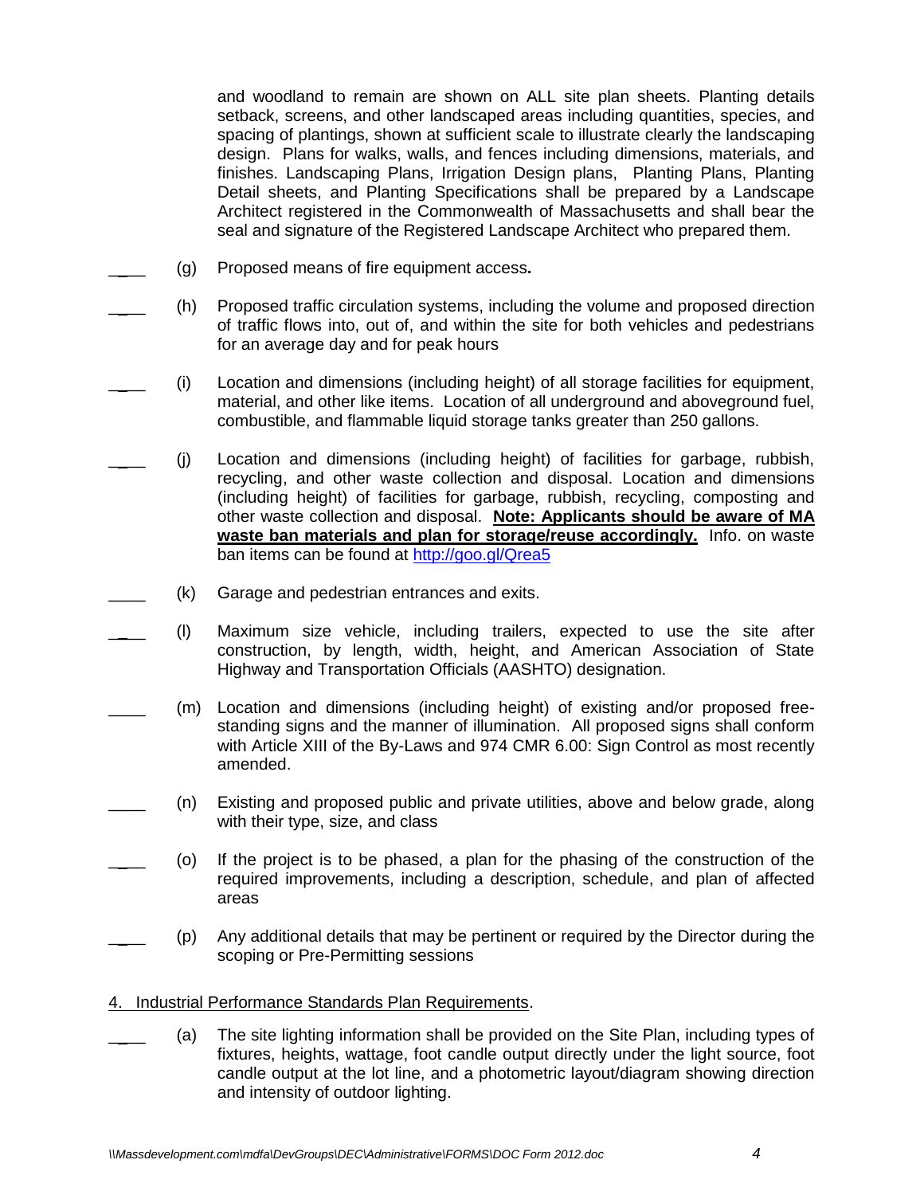and woodland to remain are shown on ALL site plan sheets. Planting details setback, screens, and other landscaped areas including quantities, species, and spacing of plantings, shown at sufficient scale to illustrate clearly the landscaping design. Plans for walks, walls, and fences including dimensions, materials, and finishes. Landscaping Plans, Irrigation Design plans, Planting Plans, Planting Detail sheets, and Planting Specifications shall be prepared by a Landscape Architect registered in the Commonwealth of Massachusetts and shall bear the seal and signature of the Registered Landscape Architect who prepared them.

____ (g) Proposed means of fire equipment access**.**

____ (h) Proposed traffic circulation systems, including the volume and proposed direction of traffic flows into, out of, and within the site for both vehicles and pedestrians for an average day and for peak hours

____ (i) Location and dimensions (including height) of all storage facilities for equipment, material, and other like items. Location of all underground and aboveground fuel, combustible, and flammable liquid storage tanks greater than 250 gallons.

____ (j) Location and dimensions (including height) of facilities for garbage, rubbish, recycling, and other waste collection and disposal. Location and dimensions (including height) of facilities for garbage, rubbish, recycling, composting and other waste collection and disposal. **Note: Applicants should be aware of MA waste ban materials and plan for storage/reuse accordingly.** Info. on waste ban items can be found at [http://goo.gl/Qrea5](http://goo.gl/Qrea5)

____ (k) Garage and pedestrian entrances and exits.

____ (l) Maximum size vehicle, including trailers, expected to use the site after construction, by length, width, height, and American Association of State Highway and Transportation Officials (AASHTO) designation.

____ (m) Location and dimensions (including height) of existing and/or proposed free-standing signs and the manner of illumination. All proposed signs shall conform with Article XIII of the By-Laws and 974 CMR 6.00: Sign Control as most recently amended.

____ (n) Existing and proposed public and private utilities, above and below grade, along with their type, size, and class

____ (o) If the project is to be phased, a plan for the phasing of the construction of the required improvements, including a description, schedule, and plan of affected areas

____ (p) Any additional details that may be pertinent or required by the Director during the scoping or Pre-Permitting sessions

4. Industrial Performance Standards Plan Requirements.

____ (a) The site lighting information shall be provided on the Site Plan, including types of fixtures, heights, wattage, foot candle output directly under the light source, foot candle output at the lot line, and a photometric layout/diagram showing direction and intensity of outdoor lighting.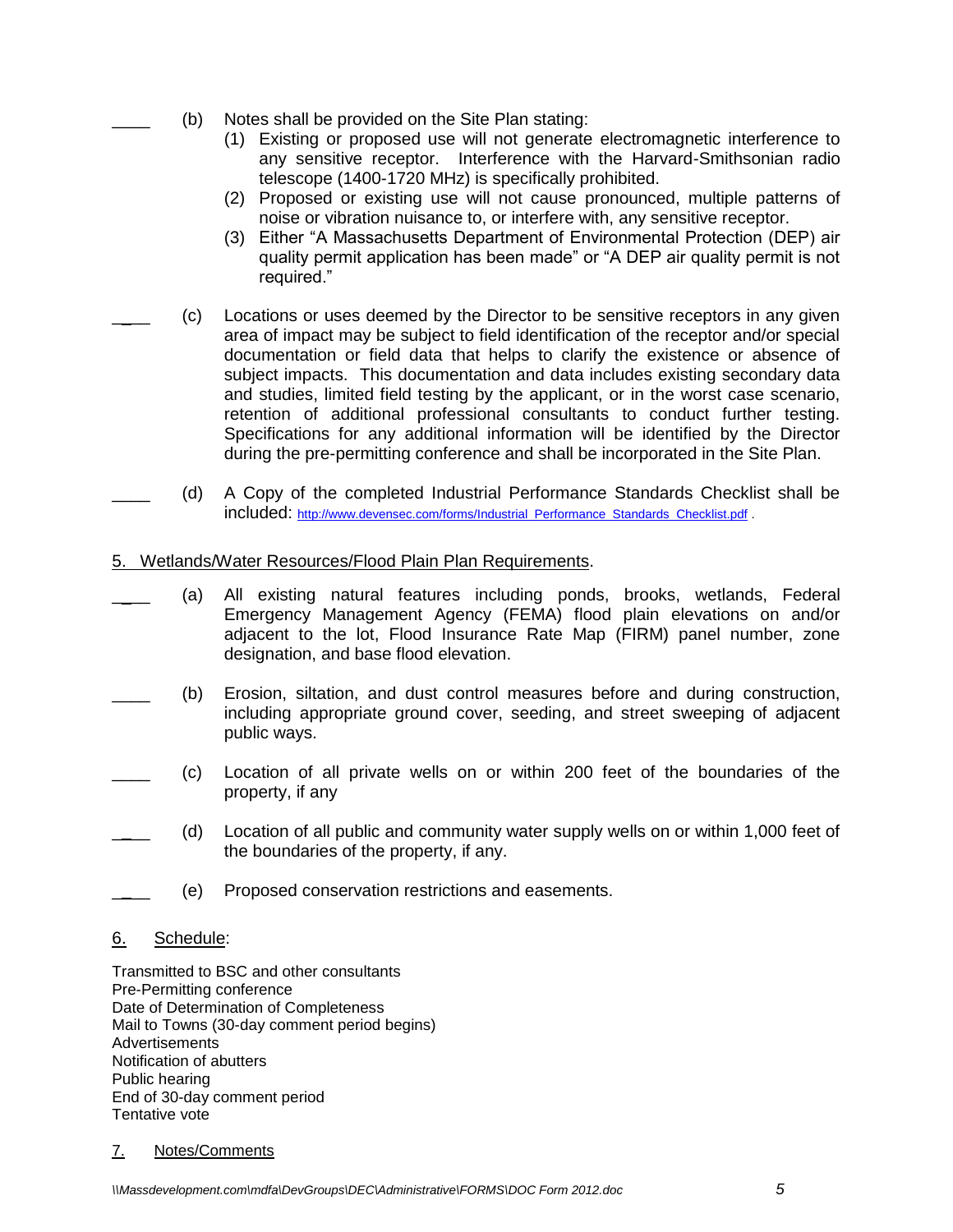\_\_\_\_ (b) Notes shall be provided on the Site Plan stating:

(1) Existing or proposed use will not generate electromagnetic interference to any sensitive receptor. Interference with the Harvard-Smithsonian radio telescope (1400-1720 MHz) is specifically prohibited.

(2) Proposed or existing use will not cause pronounced, multiple patterns of noise or vibration nuisance to, or interfere with, any sensitive receptor.

(3) Either "A Massachusetts Department of Environmental Protection (DEP) air quality permit application has been made" or "A DEP air quality permit is not required."

\_\_\_\_ (c) Locations or uses deemed by the Director to be sensitive receptors in any given area of impact may be subject to field identification of the receptor and/or special documentation or field data that helps to clarify the existence or absence of subject impacts. This documentation and data includes existing secondary data and studies, limited field testing by the applicant, or in the worst case scenario, retention of additional professional consultants to conduct further testing. Specifications for any additional information will be identified by the Director during the pre-permitting conference and shall be incorporated in the Site Plan.

\_\_\_\_ (d) A Copy of the completed Industrial Performance Standards Checklist shall be included: http://www.devensec.com/forms/Industrial_Performance_Standards_Checklist.pdf .

5. Wetlands/Water Resources/Flood Plain Plan Requirements.

\_\_\_\_ (a) All existing natural features including ponds, brooks, wetlands, Federal Emergency Management Agency (FEMA) flood plain elevations on and/or adjacent to the lot, Flood Insurance Rate Map (FIRM) panel number, zone designation, and base flood elevation.

\_\_\_\_ (b) Erosion, siltation, and dust control measures before and during construction, including appropriate ground cover, seeding, and street sweeping of adjacent public ways.

\_\_\_\_ (c) Location of all private wells on or within 200 feet of the boundaries of the property, if any

\_\_\_\_ (d) Location of all public and community water supply wells on or within 1,000 feet of the boundaries of the property, if any.

\_\_\_\_ (e) Proposed conservation restrictions and easements.

6. Schedule:

Transmitted to BSC and other consultants
Pre-Permitting conference
Date of Determination of Completeness
Mail to Towns (30-day comment period begins)
Advertisements
Notification of abutters
Public hearing
End of 30-day comment period
Tentative vote

7. Notes/Comments

*\\Massdevelopment.com\mdfa\DevGroups\DEC\Administrative\FORMS\DOC Form 2012.doc*